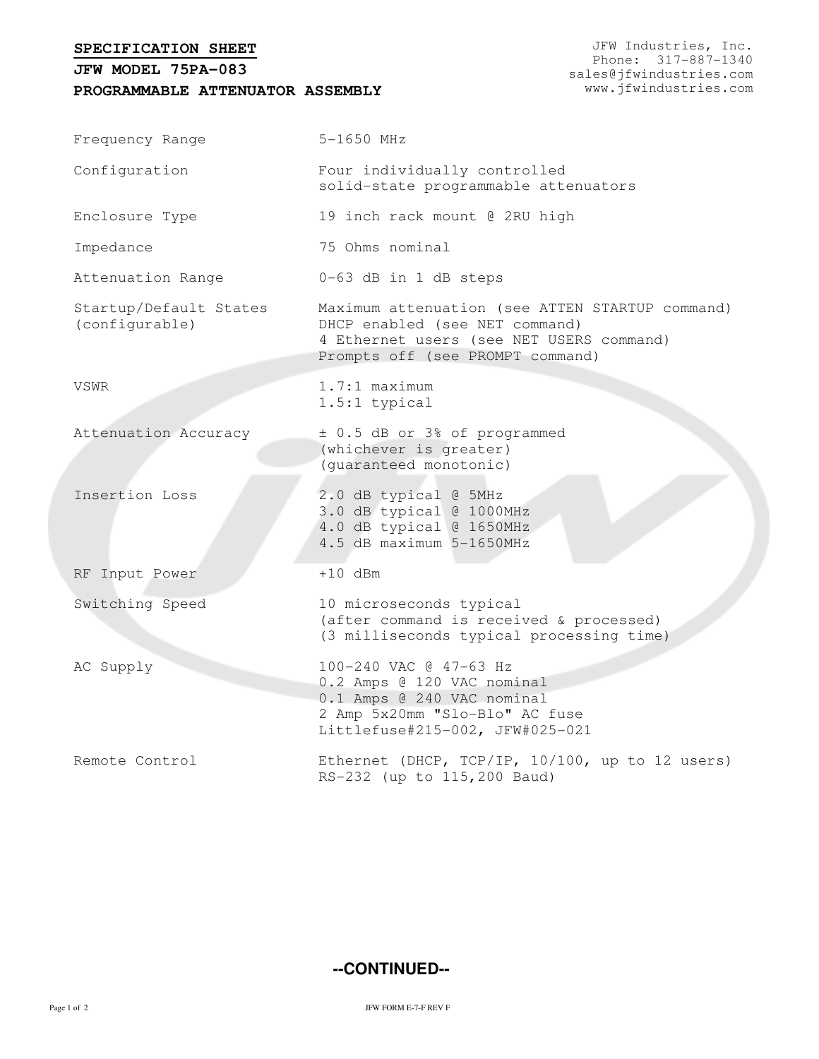**SPECIFICATION SHEET**

**JFW MODEL 75PA-083**

**PROGRAMMABLE ATTENUATOR ASSEMBLY**

JFW Industries, Inc.
Phone: 317-887-1340
sales@jfwindustries.com
www.jfwindustries.com

| | |
|---|---|
| Frequency Range | 5-1650 MHz |
| Configuration | Four individually controlled solid-state programmable attenuators |
| Enclosure Type | 19 inch rack mount @ 2RU high |
| Impedance | 75 Ohms nominal |
| Attenuation Range | 0-63 dB in 1 dB steps |
| Startup/Default States (configurable) | Maximum attenuation (see ATTEN STARTUP command)<br>DHCP enabled (see NET command)<br>4 Ethernet users (see NET USERS command)<br>Prompts off (see PROMPT command) |
| VSWR | 1.7:1 maximum<br>1.5:1 typical |
| Attenuation Accuracy | ± 0.5 dB or 3% of programmed (whichever is greater) (guaranteed monotonic) |
| Insertion Loss | 2.0 dB typical @ 5MHz<br>3.0 dB typical @ 1000MHz<br>4.0 dB typical @ 1650MHz<br>4.5 dB maximum 5-1650MHz |
| RF Input Power | +10 dBm |
| Switching Speed | 10 microseconds typical<br>(after command is received & processed)<br>(3 milliseconds typical processing time) |
| AC Supply | 100-240 VAC @ 47-63 Hz<br>0.2 Amps @ 120 VAC nominal<br>0.1 Amps @ 240 VAC nominal<br>2 Amp 5x20mm "Slo-Blo" AC fuse<br>Littlefuse#215-002, JFW#025-021 |
| Remote Control | Ethernet (DHCP, TCP/IP, 10/100, up to 12 users)<br>RS-232 (up to 115,200 Baud) |

**--CONTINUED--**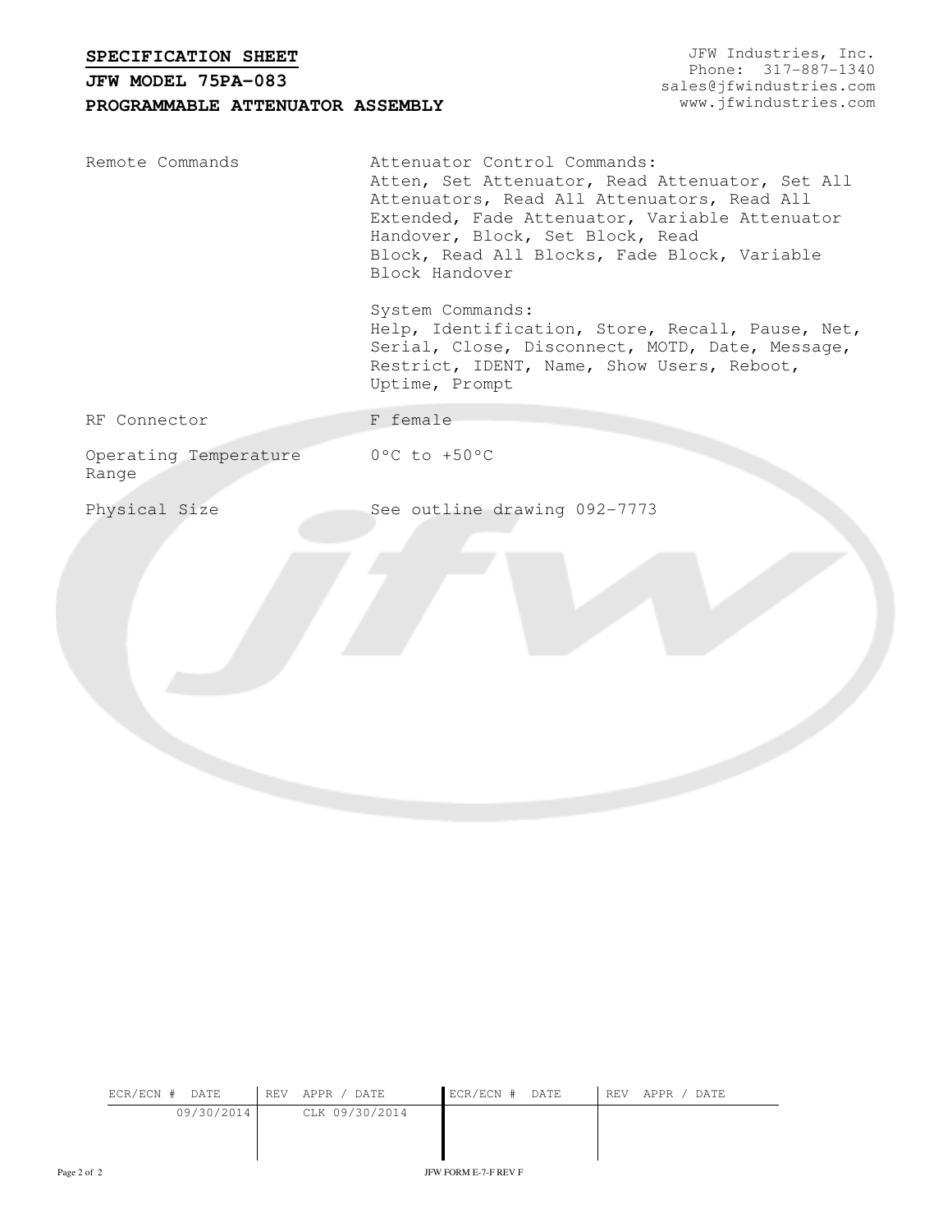**SPECIFICATION SHEET**

**JFW MODEL 75PA-083**

**PROGRAMMABLE ATTENUATOR ASSEMBLY**

JFW Industries, Inc.
Phone: 317-887-1340
sales@jfwindustries.com
www.jfwindustries.com

| | |
|---|---|
| Remote Commands | Attenuator Control Commands: Atten, Set Attenuator, Read Attenuator, Set All Attenuators, Read All Attenuators, Read All Extended, Fade Attenuator, Variable Attenuator Handover, Block, Set Block, Read Block, Read All Blocks, Fade Block, Variable Block Handover<br><br>System Commands: Help, Identification, Store, Recall, Pause, Net, Serial, Close, Disconnect, MOTD, Date, Message, Restrict, IDENT, Name, Show Users, Reboot, Uptime, Prompt |
| RF Connector | F female |
| Operating Temperature Range | 0°C to +50°C |
| Physical Size | See outline drawing 092-7773 |

| ECR/ECN # DATE | REV APPR / DATE | ECR/ECN # DATE | REV APPR / DATE |
|---|---|---|---|
| 09/30/2014 | CLK 09/30/2014 | | |

JFW FORM E-7-F REV F